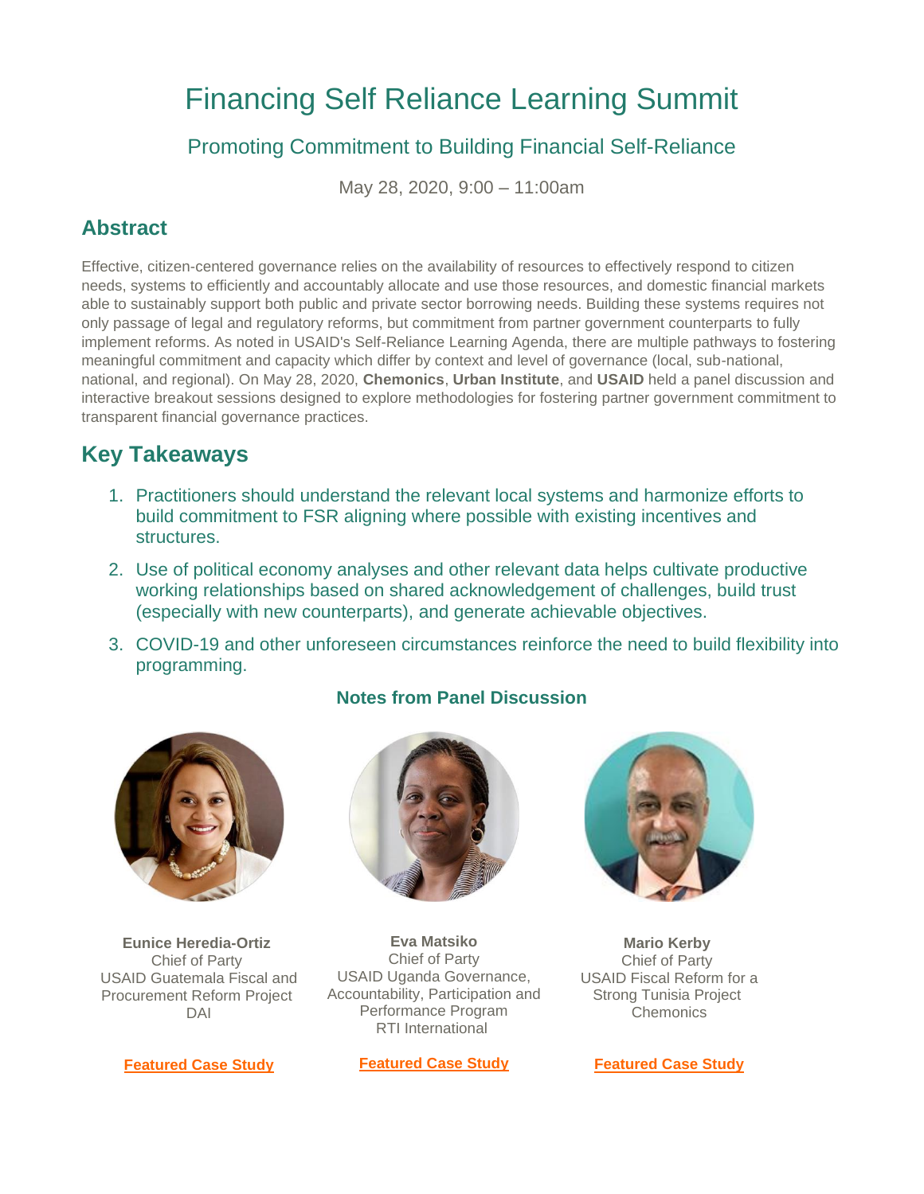# Financing Self Reliance Learning Summit

## Promoting Commitment to Building Financial Self-Reliance

May 28, 2020, 9:00 – 11:00am

## Abstract

Effective, citizen-centered governance relies on the availability of resources to effectively respond to citizen needs, systems to efficiently and accountably allocate and use those resources, and domestic financial markets able to sustainably support both public and private sector borrowing needs. Building these systems requires not only passage of legal and regulatory reforms, but commitment from partner government counterparts to fully implement reforms. As noted in USAID's Self-Reliance Learning Agenda, there are multiple pathways to fostering meaningful commitment and capacity which differ by context and level of governance (local, sub-national, national, and regional). On May 28, 2020, **Chemonics**, **Urban Institute**, and **USAID** held a panel discussion and interactive breakout sessions designed to explore methodologies for fostering partner government commitment to transparent financial governance practices.

## Key Takeaways

1. Practitioners should understand the relevant local systems and harmonize efforts to build commitment to FSR aligning where possible with existing incentives and structures.
2. Use of political economy analyses and other relevant data helps cultivate productive working relationships based on shared acknowledgement of challenges, build trust (especially with new counterparts), and generate achievable objectives.
3. COVID-19 and other unforeseen circumstances reinforce the need to build flexibility into programming.

### Notes from Panel Discussion

**Eunice Heredia-Ortiz**
Chief of Party
USAID Guatemala Fiscal and Procurement Reform Project
DAI

**Featured Case Study**

**Eva Matsiko**
Chief of Party
USAID Uganda Governance, Accountability, Participation and Performance Program
RTI International

**Featured Case Study**

**Mario Kerby**
Chief of Party
USAID Fiscal Reform for a Strong Tunisia Project
Chemonics

**Featured Case Study**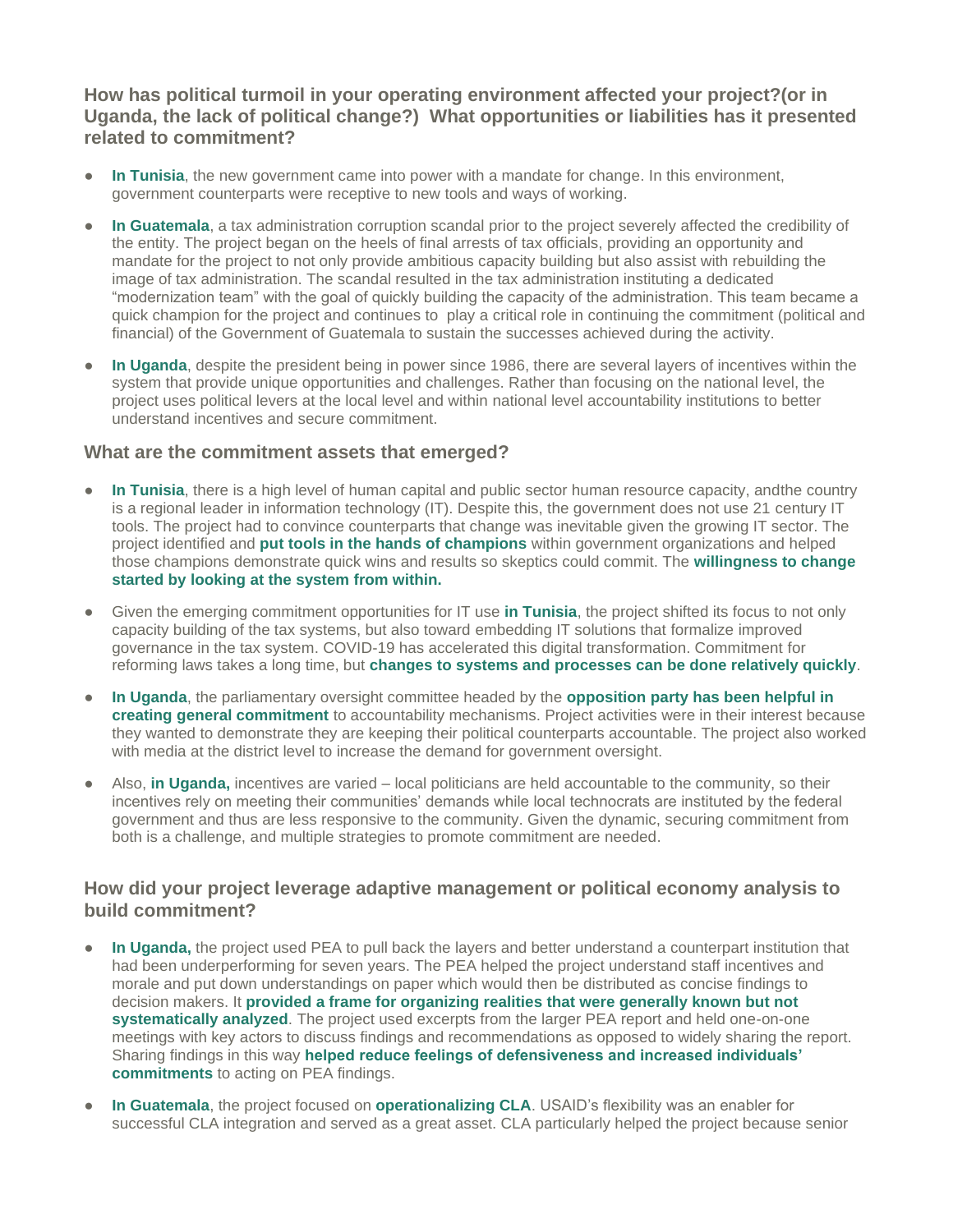### How has political turmoil in your operating environment affected your project?(or in Uganda, the lack of political change?) What opportunities or liabilities has it presented related to commitment?

- **In Tunisia**, the new government came into power with a mandate for change. In this environment, government counterparts were receptive to new tools and ways of working.
- **In Guatemala**, a tax administration corruption scandal prior to the project severely affected the credibility of the entity. The project began on the heels of final arrests of tax officials, providing an opportunity and mandate for the project to not only provide ambitious capacity building but also assist with rebuilding the image of tax administration. The scandal resulted in the tax administration instituting a dedicated "modernization team" with the goal of quickly building the capacity of the administration. This team became a quick champion for the project and continues to play a critical role in continuing the commitment (political and financial) of the Government of Guatemala to sustain the successes achieved during the activity.
- **In Uganda**, despite the president being in power since 1986, there are several layers of incentives within the system that provide unique opportunities and challenges. Rather than focusing on the national level, the project uses political levers at the local level and within national level accountability institutions to better understand incentives and secure commitment.

### What are the commitment assets that emerged?

- **In Tunisia**, there is a high level of human capital and public sector human resource capacity, andthe country is a regional leader in information technology (IT). Despite this, the government does not use 21 century IT tools. The project had to convince counterparts that change was inevitable given the growing IT sector. The project identified and **put tools in the hands of champions** within government organizations and helped those champions demonstrate quick wins and results so skeptics could commit. The **willingness to change started by looking at the system from within.**
- Given the emerging commitment opportunities for IT use **in Tunisia**, the project shifted its focus to not only capacity building of the tax systems, but also toward embedding IT solutions that formalize improved governance in the tax system. COVID-19 has accelerated this digital transformation. Commitment for reforming laws takes a long time, but **changes to systems and processes can be done relatively quickly**.
- **In Uganda**, the parliamentary oversight committee headed by the **opposition party has been helpful in creating general commitment** to accountability mechanisms. Project activities were in their interest because they wanted to demonstrate they are keeping their political counterparts accountable. The project also worked with media at the district level to increase the demand for government oversight.
- Also, **in Uganda,** incentives are varied – local politicians are held accountable to the community, so their incentives rely on meeting their communities' demands while local technocrats are instituted by the federal government and thus are less responsive to the community. Given the dynamic, securing commitment from both is a challenge, and multiple strategies to promote commitment are needed.

### How did your project leverage adaptive management or political economy analysis to build commitment?

- **In Uganda,** the project used PEA to pull back the layers and better understand a counterpart institution that had been underperforming for seven years. The PEA helped the project understand staff incentives and morale and put down understandings on paper which would then be distributed as concise findings to decision makers. It **provided a frame for organizing realities that were generally known but not systematically analyzed**. The project used excerpts from the larger PEA report and held one-on-one meetings with key actors to discuss findings and recommendations as opposed to widely sharing the report. Sharing findings in this way **helped reduce feelings of defensiveness and increased individuals' commitments** to acting on PEA findings.
- **In Guatemala**, the project focused on **operationalizing CLA**. USAID's flexibility was an enabler for successful CLA integration and served as a great asset. CLA particularly helped the project because senior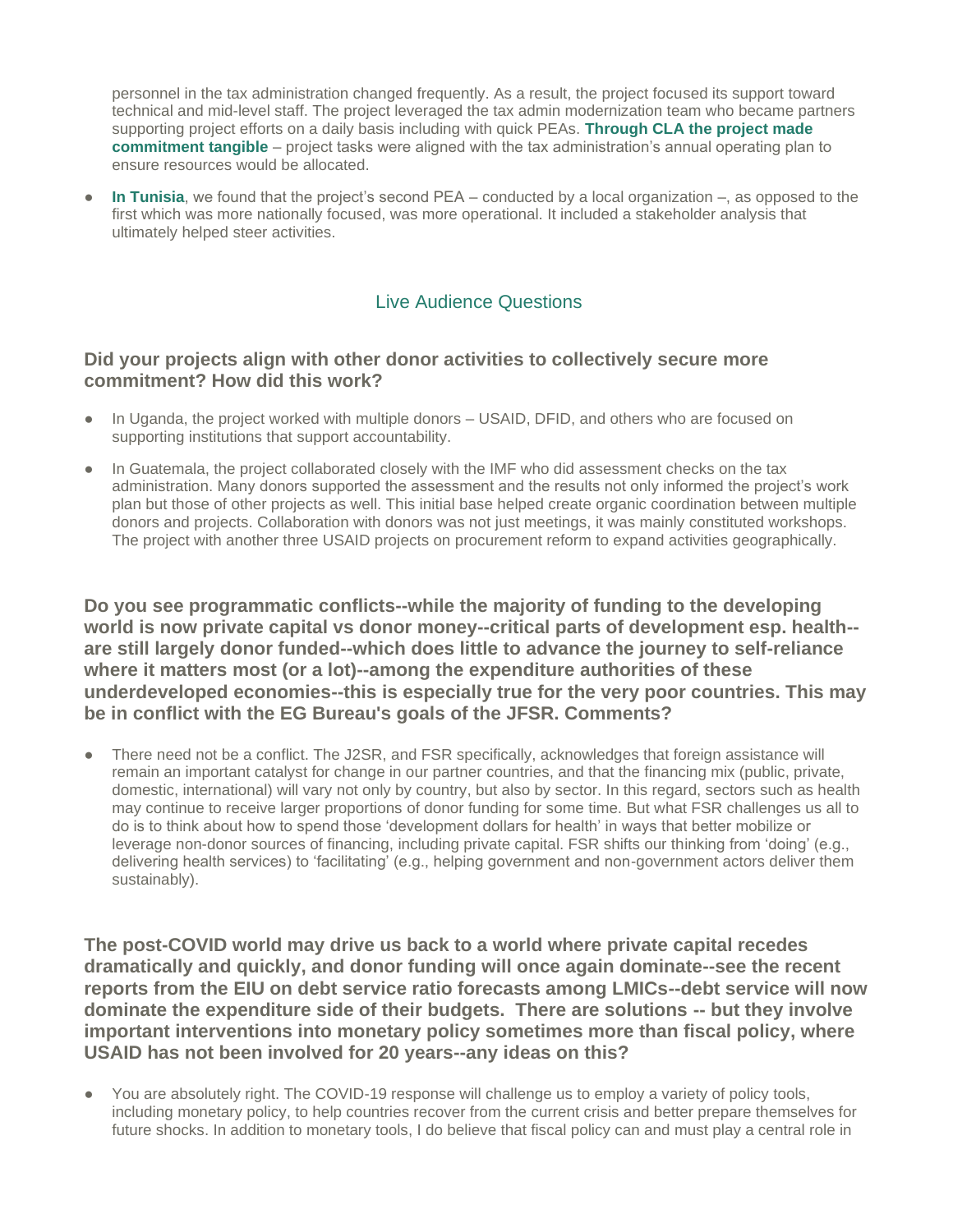personnel in the tax administration changed frequently. As a result, the project focused its support toward technical and mid-level staff. The project leveraged the tax admin modernization team who became partners supporting project efforts on a daily basis including with quick PEAs. **Through CLA the project made commitment tangible** – project tasks were aligned with the tax administration's annual operating plan to ensure resources would be allocated.

- **In Tunisia**, we found that the project's second PEA – conducted by a local organization –, as opposed to the first which was more nationally focused, was more operational. It included a stakeholder analysis that ultimately helped steer activities.

## Live Audience Questions

### Did your projects align with other donor activities to collectively secure more commitment? How did this work?

- In Uganda, the project worked with multiple donors – USAID, DFID, and others who are focused on supporting institutions that support accountability.
- In Guatemala, the project collaborated closely with the IMF who did assessment checks on the tax administration. Many donors supported the assessment and the results not only informed the project's work plan but those of other projects as well. This initial base helped create organic coordination between multiple donors and projects. Collaboration with donors was not just meetings, it was mainly constituted workshops. The project with another three USAID projects on procurement reform to expand activities geographically.

### Do you see programmatic conflicts--while the majority of funding to the developing world is now private capital vs donor money--critical parts of development esp. health--are still largely donor funded--which does little to advance the journey to self-reliance where it matters most (or a lot)--among the expenditure authorities of these underdeveloped economies--this is especially true for the very poor countries. This may be in conflict with the EG Bureau's goals of the JFSR. Comments?

- There need not be a conflict. The J2SR, and FSR specifically, acknowledges that foreign assistance will remain an important catalyst for change in our partner countries, and that the financing mix (public, private, domestic, international) will vary not only by country, but also by sector. In this regard, sectors such as health may continue to receive larger proportions of donor funding for some time. But what FSR challenges us all to do is to think about how to spend those 'development dollars for health' in ways that better mobilize or leverage non-donor sources of financing, including private capital. FSR shifts our thinking from 'doing' (e.g., delivering health services) to 'facilitating' (e.g., helping government and non-government actors deliver them sustainably).

### The post-COVID world may drive us back to a world where private capital recedes dramatically and quickly, and donor funding will once again dominate--see the recent reports from the EIU on debt service ratio forecasts among LMICs--debt service will now dominate the expenditure side of their budgets. There are solutions -- but they involve important interventions into monetary policy sometimes more than fiscal policy, where USAID has not been involved for 20 years--any ideas on this?

- You are absolutely right. The COVID-19 response will challenge us to employ a variety of policy tools, including monetary policy, to help countries recover from the current crisis and better prepare themselves for future shocks. In addition to monetary tools, I do believe that fiscal policy can and must play a central role in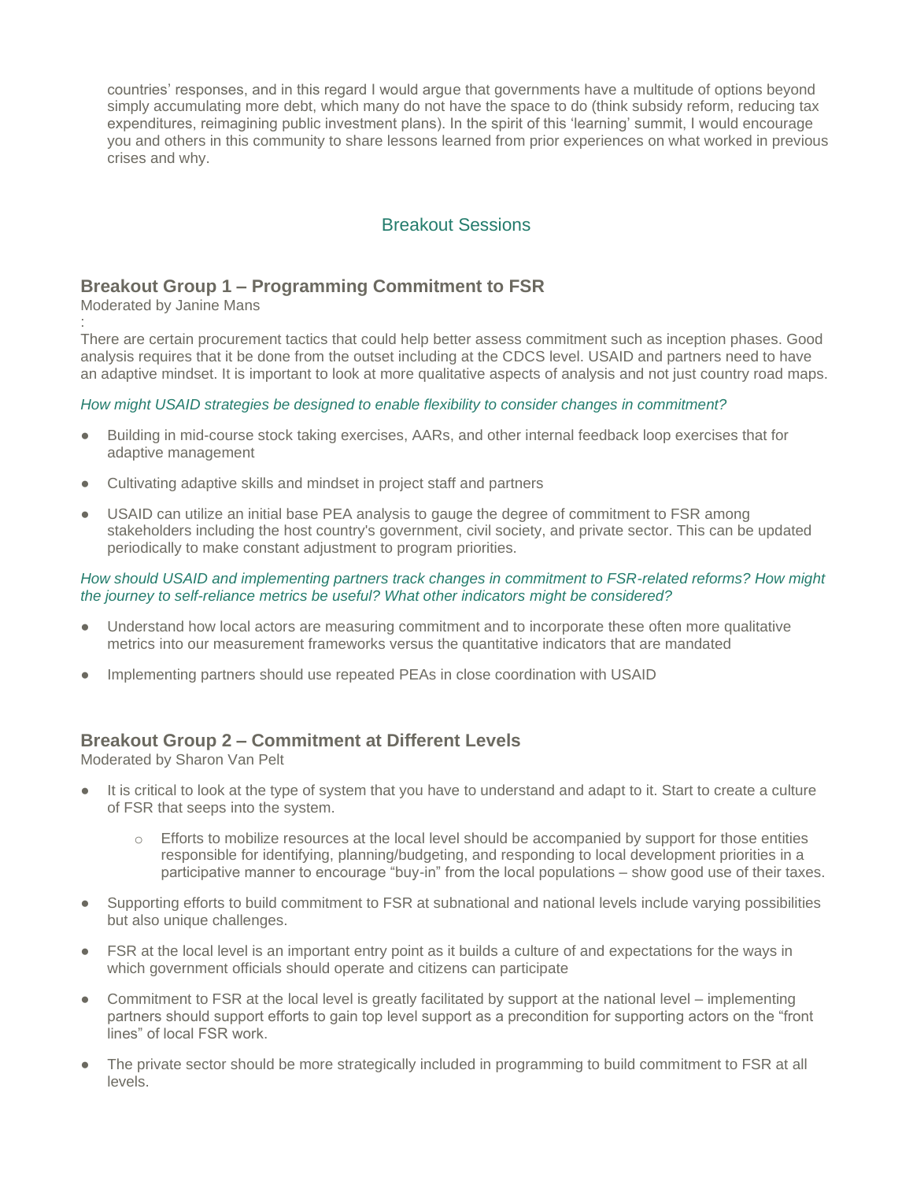countries' responses, and in this regard I would argue that governments have a multitude of options beyond simply accumulating more debt, which many do not have the space to do (think subsidy reform, reducing tax expenditures, reimagining public investment plans). In the spirit of this 'learning' summit, I would encourage you and others in this community to share lessons learned from prior experiences on what worked in previous crises and why.

## Breakout Sessions

### Breakout Group 1 – Programming Commitment to FSR

Moderated by Janine Mans

:

There are certain procurement tactics that could help better assess commitment such as inception phases. Good analysis requires that it be done from the outset including at the CDCS level. USAID and partners need to have an adaptive mindset. It is important to look at more qualitative aspects of analysis and not just country road maps.

*How might USAID strategies be designed to enable flexibility to consider changes in commitment?*

- Building in mid-course stock taking exercises, AARs, and other internal feedback loop exercises that for adaptive management
- Cultivating adaptive skills and mindset in project staff and partners
- USAID can utilize an initial base PEA analysis to gauge the degree of commitment to FSR among stakeholders including the host country's government, civil society, and private sector. This can be updated periodically to make constant adjustment to program priorities.

*How should USAID and implementing partners track changes in commitment to FSR-related reforms? How might the journey to self-reliance metrics be useful? What other indicators might be considered?*

- Understand how local actors are measuring commitment and to incorporate these often more qualitative metrics into our measurement frameworks versus the quantitative indicators that are mandated
- Implementing partners should use repeated PEAs in close coordination with USAID

### Breakout Group 2 – Commitment at Different Levels

Moderated by Sharon Van Pelt

- It is critical to look at the type of system that you have to understand and adapt to it. Start to create a culture of FSR that seeps into the system.
  - Efforts to mobilize resources at the local level should be accompanied by support for those entities responsible for identifying, planning/budgeting, and responding to local development priorities in a participative manner to encourage "buy-in" from the local populations – show good use of their taxes.
- Supporting efforts to build commitment to FSR at subnational and national levels include varying possibilities but also unique challenges.
- FSR at the local level is an important entry point as it builds a culture of and expectations for the ways in which government officials should operate and citizens can participate
- Commitment to FSR at the local level is greatly facilitated by support at the national level – implementing partners should support efforts to gain top level support as a precondition for supporting actors on the "front lines" of local FSR work.
- The private sector should be more strategically included in programming to build commitment to FSR at all levels.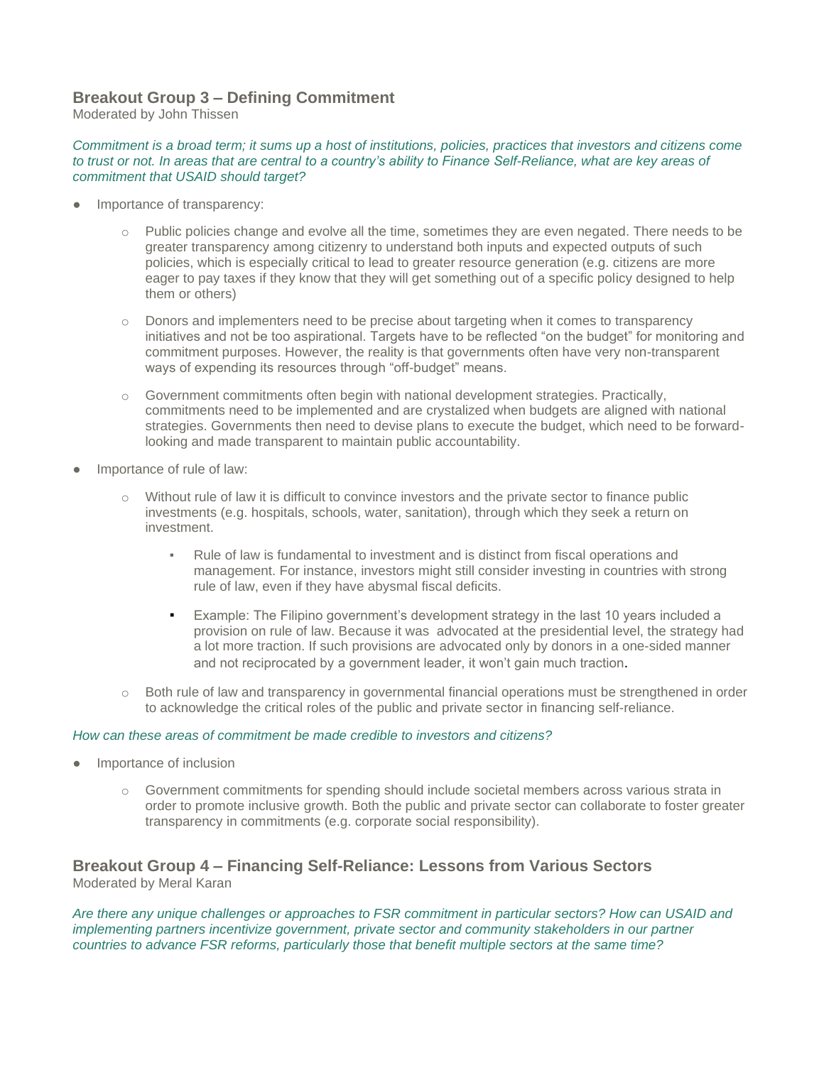### Breakout Group 3 – Defining Commitment

Moderated by John Thissen

*Commitment is a broad term; it sums up a host of institutions, policies, practices that investors and citizens come to trust or not. In areas that are central to a country's ability to Finance Self-Reliance, what are key areas of commitment that USAID should target?*

- Importance of transparency:
  - Public policies change and evolve all the time, sometimes they are even negated. There needs to be greater transparency among citizenry to understand both inputs and expected outputs of such policies, which is especially critical to lead to greater resource generation (e.g. citizens are more eager to pay taxes if they know that they will get something out of a specific policy designed to help them or others)
  - Donors and implementers need to be precise about targeting when it comes to transparency initiatives and not be too aspirational. Targets have to be reflected "on the budget" for monitoring and commitment purposes. However, the reality is that governments often have very non-transparent ways of expending its resources through "off-budget" means.
  - Government commitments often begin with national development strategies. Practically, commitments need to be implemented and are crystalized when budgets are aligned with national strategies. Governments then need to devise plans to execute the budget, which need to be forward-looking and made transparent to maintain public accountability.
- Importance of rule of law:
  - Without rule of law it is difficult to convince investors and the private sector to finance public investments (e.g. hospitals, schools, water, sanitation), through which they seek a return on investment.
    - Rule of law is fundamental to investment and is distinct from fiscal operations and management. For instance, investors might still consider investing in countries with strong rule of law, even if they have abysmal fiscal deficits.
    - Example: The Filipino government's development strategy in the last 10 years included a provision on rule of law. Because it was advocated at the presidential level, the strategy had a lot more traction. If such provisions are advocated only by donors in a one-sided manner and not reciprocated by a government leader, it won't gain much traction.
  - Both rule of law and transparency in governmental financial operations must be strengthened in order to acknowledge the critical roles of the public and private sector in financing self-reliance.

*How can these areas of commitment be made credible to investors and citizens?*

- Importance of inclusion
  - Government commitments for spending should include societal members across various strata in order to promote inclusive growth. Both the public and private sector can collaborate to foster greater transparency in commitments (e.g. corporate social responsibility).

### Breakout Group 4 – Financing Self-Reliance: Lessons from Various Sectors

Moderated by Meral Karan

*Are there any unique challenges or approaches to FSR commitment in particular sectors? How can USAID and implementing partners incentivize government, private sector and community stakeholders in our partner countries to advance FSR reforms, particularly those that benefit multiple sectors at the same time?*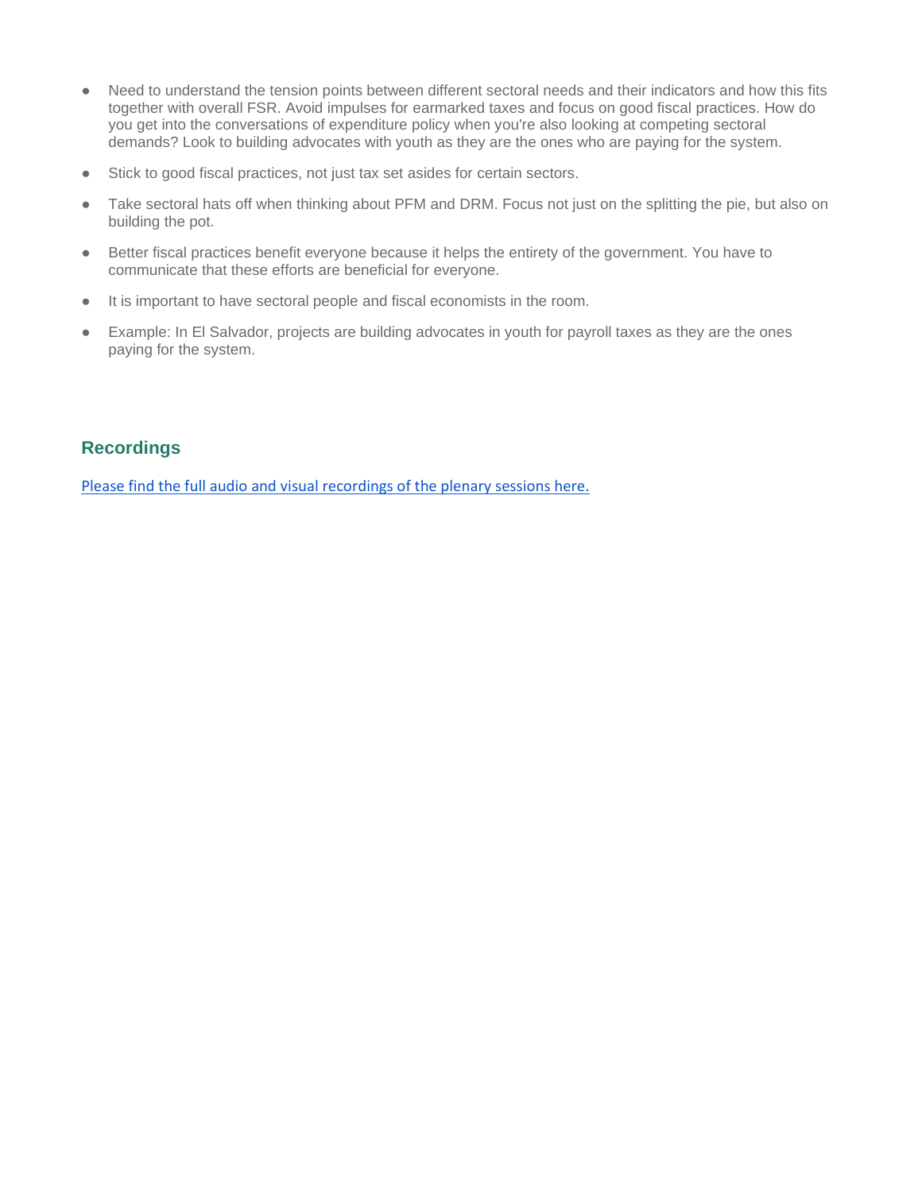- Need to understand the tension points between different sectoral needs and their indicators and how this fits together with overall FSR. Avoid impulses for earmarked taxes and focus on good fiscal practices. How do you get into the conversations of expenditure policy when you're also looking at competing sectoral demands? Look to building advocates with youth as they are the ones who are paying for the system.
- Stick to good fiscal practices, not just tax set asides for certain sectors.
- Take sectoral hats off when thinking about PFM and DRM. Focus not just on the splitting the pie, but also on building the pot.
- Better fiscal practices benefit everyone because it helps the entirety of the government. You have to communicate that these efforts are beneficial for everyone.
- It is important to have sectoral people and fiscal economists in the room.
- Example: In El Salvador, projects are building advocates in youth for payroll taxes as they are the ones paying for the system.

## Recordings

Please find the full audio and visual recordings of the plenary sessions here.